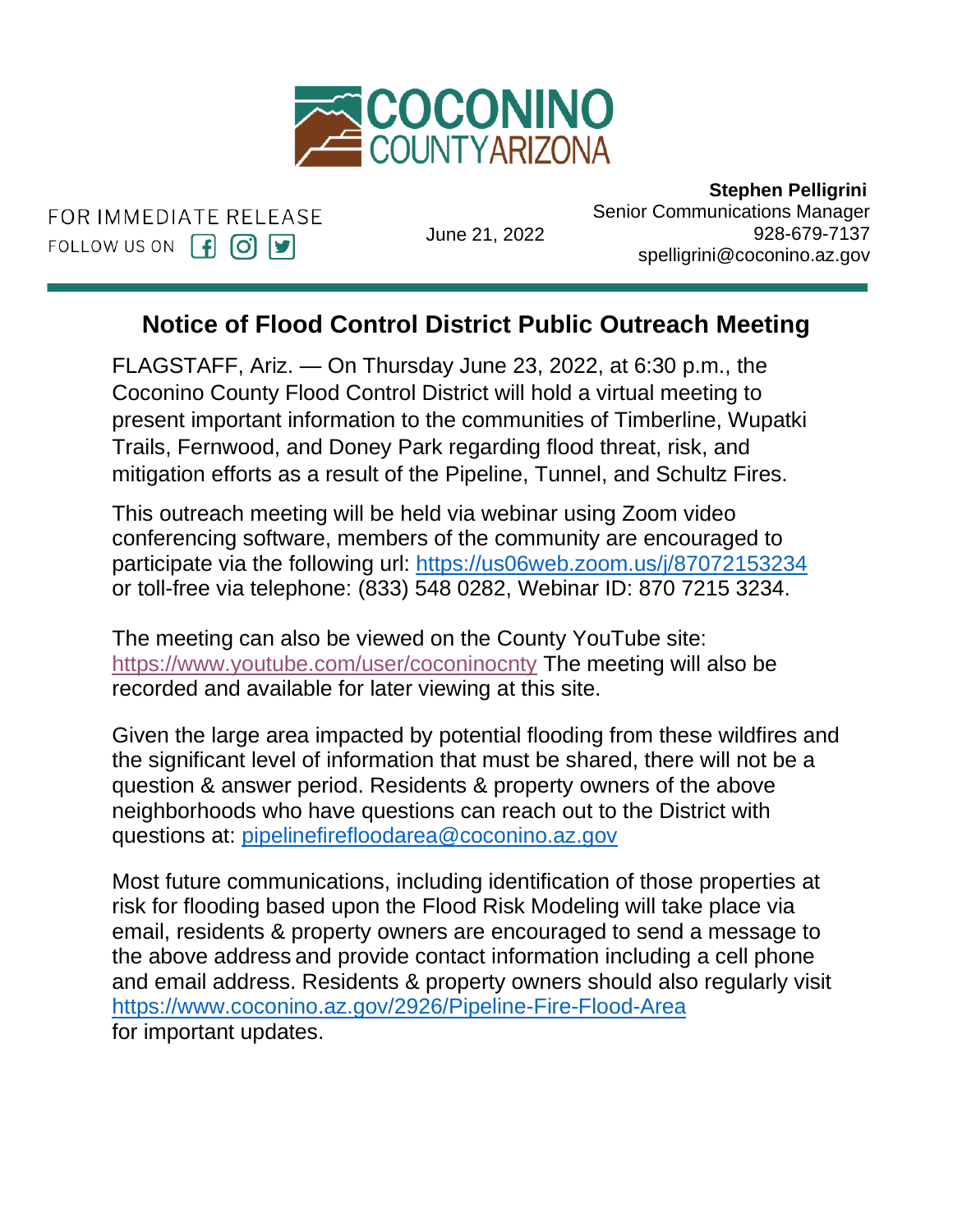COCONINO COUNTY ARIZONA

FOR IMMEDIATE RELEASE
FOLLOW US ON

June 21, 2022

**Stephen Pelligrini**
Senior Communications Manager
928-679-7137
spelligrini@coconino.az.gov

## Notice of Flood Control District Public Outreach Meeting

FLAGSTAFF, Ariz. — On Thursday June 23, 2022, at 6:30 p.m., the Coconino County Flood Control District will hold a virtual meeting to present important information to the communities of Timberline, Wupatki Trails, Fernwood, and Doney Park regarding flood threat, risk, and mitigation efforts as a result of the Pipeline, Tunnel, and Schultz Fires.

This outreach meeting will be held via webinar using Zoom video conferencing software, members of the community are encouraged to participate via the following url: https://us06web.zoom.us/j/87072153234 or toll-free via telephone: (833) 548 0282, Webinar ID: 870 7215 3234.

The meeting can also be viewed on the County YouTube site: https://www.youtube.com/user/coconinocnty The meeting will also be recorded and available for later viewing at this site.

Given the large area impacted by potential flooding from these wildfires and the significant level of information that must be shared, there will not be a question & answer period. Residents & property owners of the above neighborhoods who have questions can reach out to the District with questions at: pipelinefirefloodarea@coconino.az.gov

Most future communications, including identification of those properties at risk for flooding based upon the Flood Risk Modeling will take place via email, residents & property owners are encouraged to send a message to the above address and provide contact information including a cell phone and email address. Residents & property owners should also regularly visit https://www.coconino.az.gov/2926/Pipeline-Fire-Flood-Area for important updates.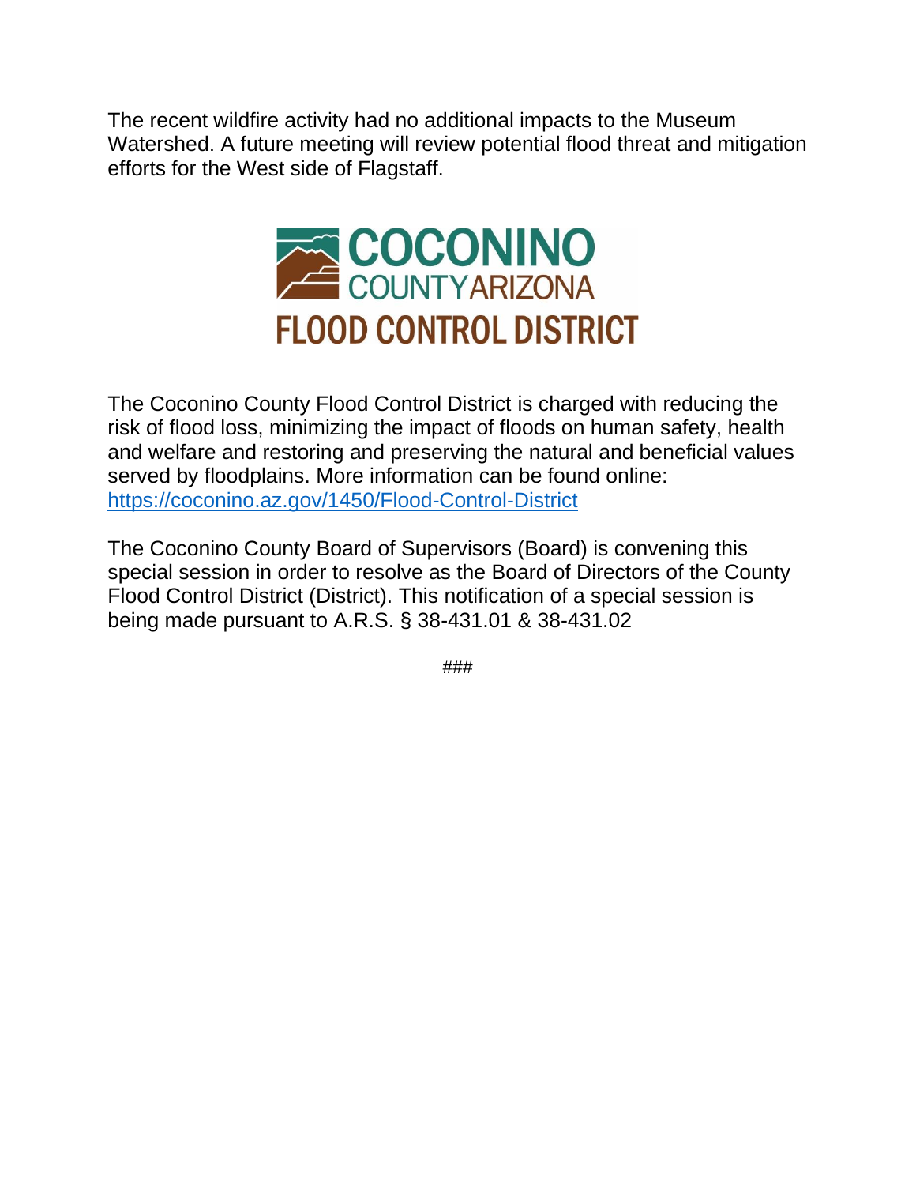The recent wildfire activity had no additional impacts to the Museum Watershed. A future meeting will review potential flood threat and mitigation efforts for the West side of Flagstaff.

COCONINO
COUNTY ARIZONA
FLOOD CONTROL DISTRICT

The Coconino County Flood Control District is charged with reducing the risk of flood loss, minimizing the impact of floods on human safety, health and welfare and restoring and preserving the natural and beneficial values served by floodplains. More information can be found online: https://coconino.az.gov/1450/Flood-Control-District

The Coconino County Board of Supervisors (Board) is convening this special session in order to resolve as the Board of Directors of the County Flood Control District (District). This notification of a special session is being made pursuant to A.R.S. § 38-431.01 & 38-431.02

###